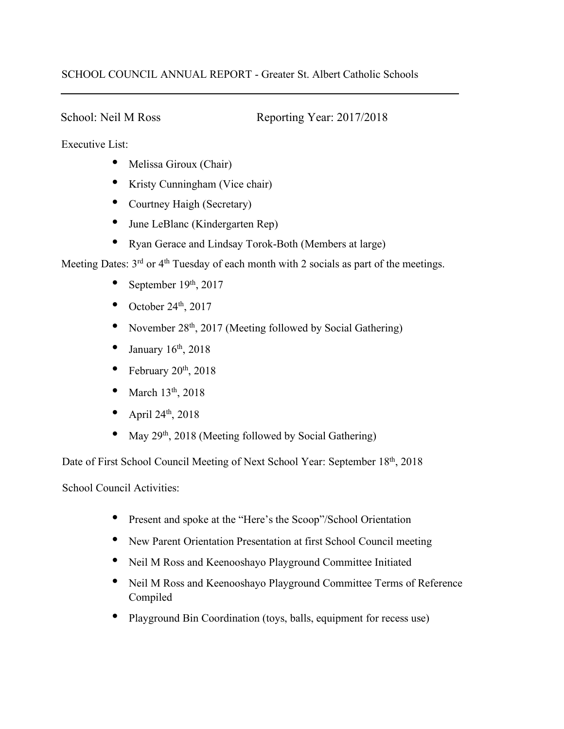SCHOOL COUNCIL ANNUAL REPORT - Greater St. Albert Catholic Schools

---

School: Neil M Ross Reporting Year: 2017/2018

Executive List:

- Melissa Giroux (Chair)
- Kristy Cunningham (Vice chair)
- Courtney Haigh (Secretary)
- June LeBlanc (Kindergarten Rep)
- Ryan Gerace and Lindsay Torok-Both (Members at large)

Meeting Dates: 3rd or 4th Tuesday of each month with 2 socials as part of the meetings.

- September 19th, 2017
- October 24th, 2017
- November 28th, 2017 (Meeting followed by Social Gathering)
- January 16th, 2018
- February 20th, 2018
- March 13th, 2018
- April 24th, 2018
- May 29th, 2018 (Meeting followed by Social Gathering)

Date of First School Council Meeting of Next School Year: September 18th, 2018

School Council Activities:

- Present and spoke at the "Here's the Scoop"/School Orientation
- New Parent Orientation Presentation at first School Council meeting
- Neil M Ross and Keenooshayo Playground Committee Initiated
- Neil M Ross and Keenooshayo Playground Committee Terms of Reference Compiled
- Playground Bin Coordination (toys, balls, equipment for recess use)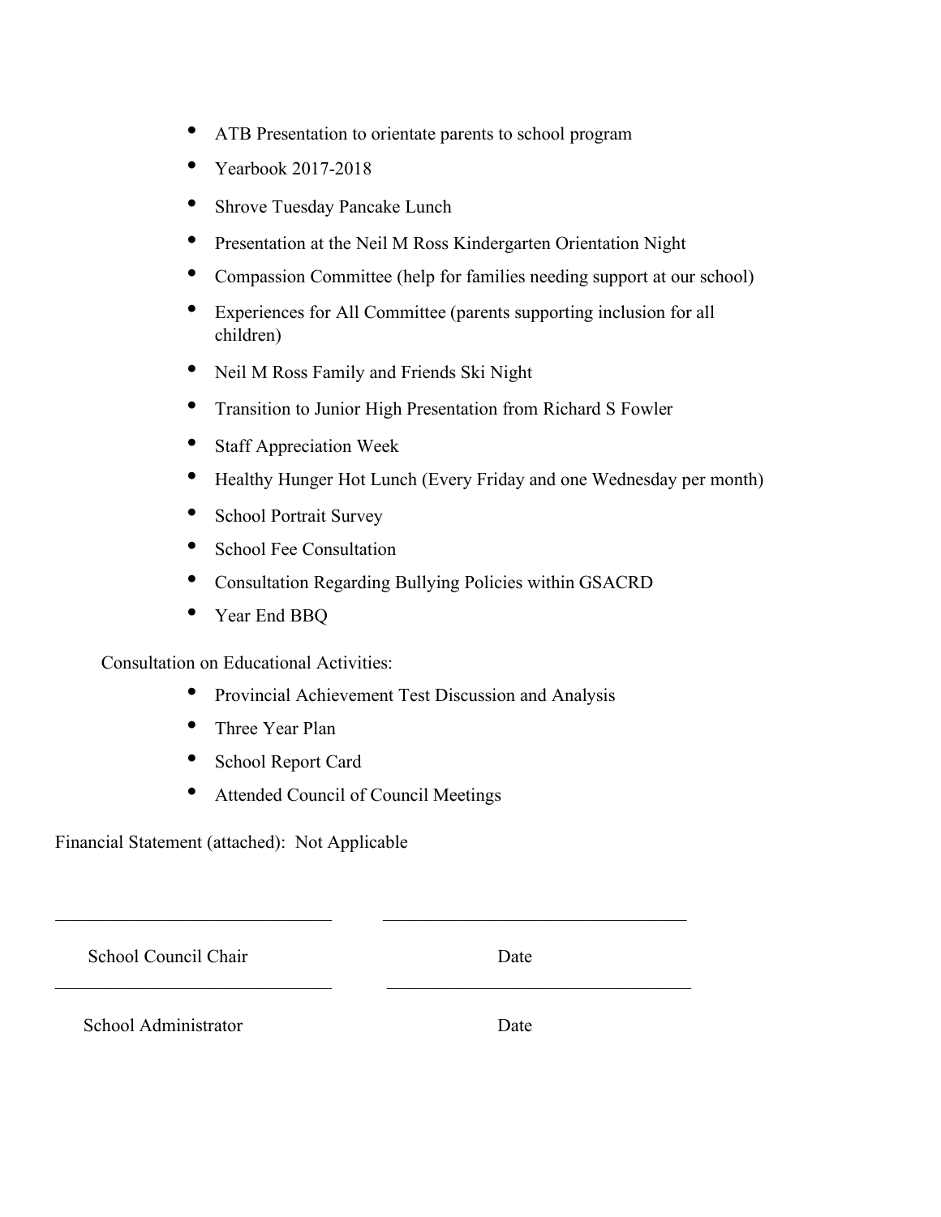- ATB Presentation to orientate parents to school program
- Yearbook 2017-2018
- Shrove Tuesday Pancake Lunch
- Presentation at the Neil M Ross Kindergarten Orientation Night
- Compassion Committee (help for families needing support at our school)
- Experiences for All Committee (parents supporting inclusion for all children)
- Neil M Ross Family and Friends Ski Night
- Transition to Junior High Presentation from Richard S Fowler
- Staff Appreciation Week
- Healthy Hunger Hot Lunch (Every Friday and one Wednesday per month)
- School Portrait Survey
- School Fee Consultation
- Consultation Regarding Bullying Policies within GSACRD
- Year End BBQ

Consultation on Educational Activities:

- Provincial Achievement Test Discussion and Analysis
- Three Year Plan
- School Report Card
- Attended Council of Council Meetings

Financial Statement (attached): Not Applicable

\_\_\_\_\_\_\_\_\_\_\_\_\_\_\_\_\_\_\_\_\_\_\_\_\_\_\_\_\_\_ \_\_\_\_\_\_\_\_\_\_\_\_\_\_\_\_\_\_\_\_\_\_\_\_\_\_\_\_\_\_

School Council Chair Date

\_\_\_\_\_\_\_\_\_\_\_\_\_\_\_\_\_\_\_\_\_\_\_\_\_\_\_\_\_\_ \_\_\_\_\_\_\_\_\_\_\_\_\_\_\_\_\_\_\_\_\_\_\_\_\_\_\_\_\_\_

School Administrator Date